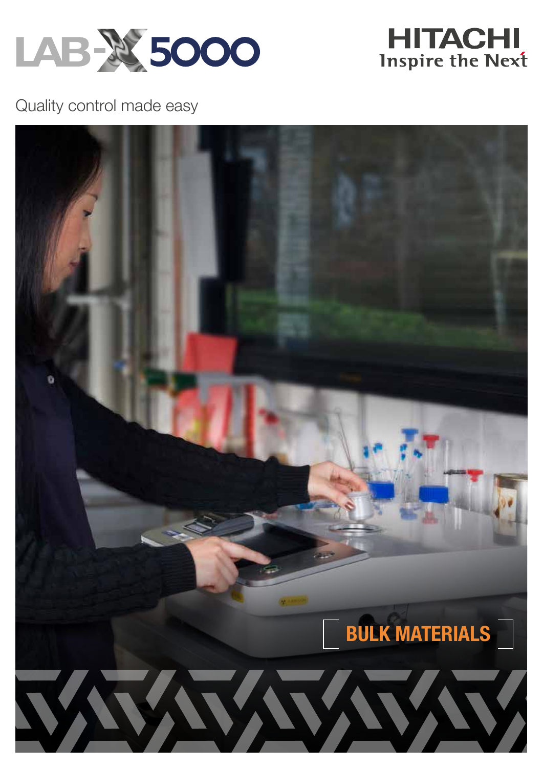# LAB-X 5000

HITACHI
Inspire the Next

Quality control made easy

BULK MATERIALS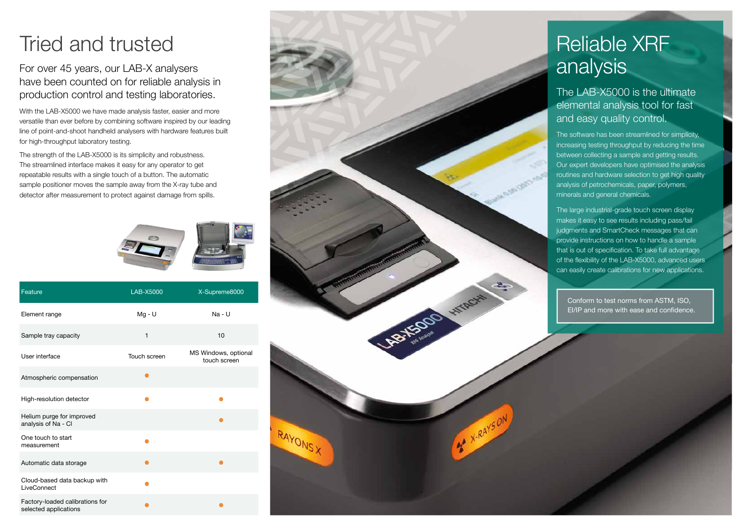# Tried and trusted

## For over 45 years, our LAB-X analysers have been counted on for reliable analysis in production control and testing laboratories.

With the LAB-X5000 we have made analysis faster, easier and more versatile than ever before by combining software inspired by our leading line of point-and-shoot handheld analysers with hardware features built for high-throughput laboratory testing.

The strength of the LAB-X5000 is its simplicity and robustness. The streamlined interface makes it easy for any operator to get repeatable results with a single touch of a button. The automatic sample positioner moves the sample away from the X-ray tube and detector after measurement to protect against damage from spills.

| Feature | LAB-X5000 | X-Supreme8000 |
| --- | --- | --- |
| Element range | Mg - U | Na - U |
| Sample tray capacity | 1 | 10 |
| User interface | Touch screen | MS Windows, optional touch screen |
| Atmospheric compensation | ● | |
| High-resolution detector | ● | ● |
| Helium purge for improved analysis of Na - Cl | | ● |
| One touch to start measurement | ● | |
| Automatic data storage | ● | ● |
| Cloud-based data backup with LiveConnect | ● | |
| Factory-loaded calibrations for selected applications | ● | ● |

# Reliable XRF analysis

## The LAB-X5000 is the ultimate elemental analysis tool for fast and easy quality control.

The software has been streamlined for simplicity, increasing testing throughput by reducing the time between collecting a sample and getting results. Our expert developers have optimised the analysis routines and hardware selection to get high quality analysis of petrochemicals, paper, polymers, minerals and general chemicals.

The large industrial-grade touch screen display makes it easy to see results including pass/fail judgments and SmartCheck messages that can provide instructions on how to handle a sample that is out of specification. To take full advantage of the flexibility of the LAB-X5000, advanced users can easily create calibrations for new applications.

Conform to test norms from ASTM, ISO, EI/IP and more with ease and confidence.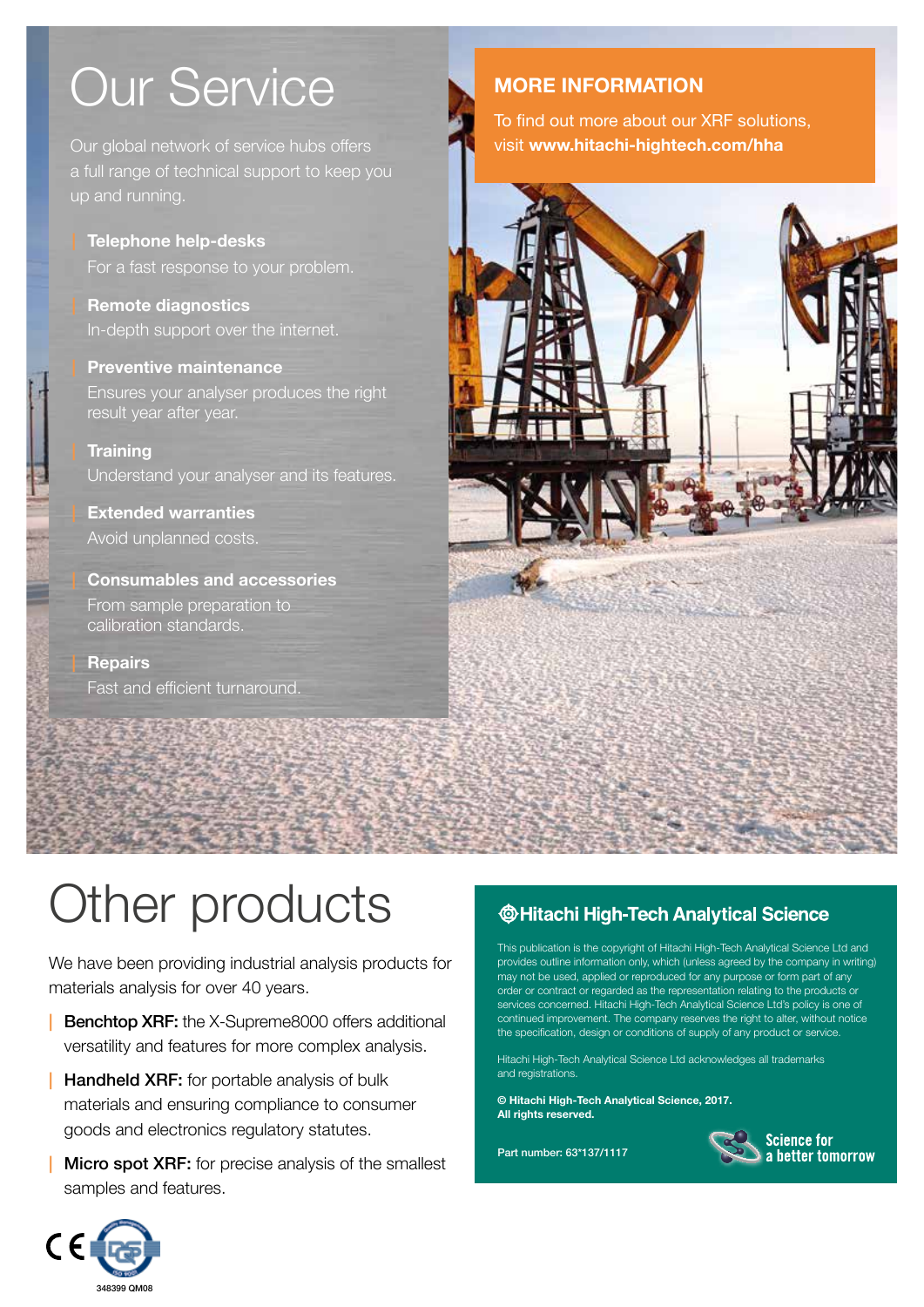# Our Service

Our global network of service hubs offers a full range of technical support to keep you up and running.

**Telephone help-desks**
For a fast response to your problem.

**Remote diagnostics**
In-depth support over the internet.

**Preventive maintenance**
Ensures your analyser produces the right result year after year.

**Training**
Understand your analyser and its features.

**Extended warranties**
Avoid unplanned costs.

**Consumables and accessories**
From sample preparation to calibration standards.

**Repairs**
Fast and efficient turnaround.

## MORE INFORMATION

To find out more about our XRF solutions, visit **www.hitachi-hightech.com/hha**

# Other products

We have been providing industrial analysis products for materials analysis for over 40 years.

- **Benchtop XRF:** the X-Supreme8000 offers additional versatility and features for more complex analysis.
- **Handheld XRF:** for portable analysis of bulk materials and ensuring compliance to consumer goods and electronics regulatory statutes.
- **Micro spot XRF:** for precise analysis of the smallest samples and features.

348399 QM08

**Hitachi High-Tech Analytical Science**

This publication is the copyright of Hitachi High-Tech Analytical Science Ltd and provides outline information only, which (unless agreed by the company in writing) may not be used, applied or reproduced for any purpose or form part of any order or contract or regarded as the representation relating to the products or services concerned. Hitachi High-Tech Analytical Science Ltd's policy is one of continued improvement. The company reserves the right to alter, without notice the specification, design or conditions of supply of any product or service.

Hitachi High-Tech Analytical Science Ltd acknowledges all trademarks and registrations.

**© Hitachi High-Tech Analytical Science, 2017.**
**All rights reserved.**

**Part number: 63*137/1117**

Science for a better tomorrow